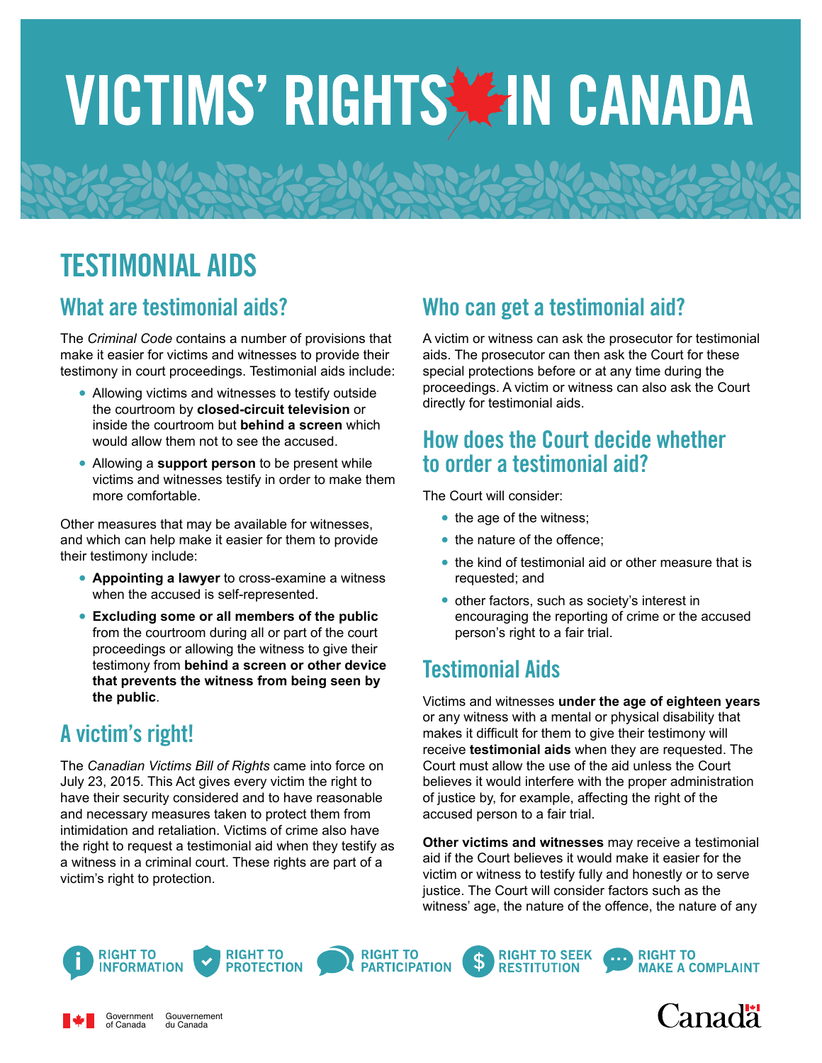# VICTIMS' RIGHTS IN CANADA

## TESTIMONIAL AIDS

### What are testimonial aids?

The *Criminal Code* contains a number of provisions that make it easier for victims and witnesses to provide their testimony in court proceedings. Testimonial aids include:

- Allowing victims and witnesses to testify outside the courtroom by **closed-circuit television** or inside the courtroom but **behind a screen** which would allow them not to see the accused.
- Allowing a **support person** to be present while victims and witnesses testify in order to make them more comfortable.

Other measures that may be available for witnesses, and which can help make it easier for them to provide their testimony include:

- **Appointing a lawyer** to cross-examine a witness when the accused is self-represented.
- **Excluding some or all members of the public** from the courtroom during all or part of the court proceedings or allowing the witness to give their testimony from **behind a screen or other device that prevents the witness from being seen by the public**.

### A victim's right!

The *Canadian Victims Bill of Rights* came into force on July 23, 2015. This Act gives every victim the right to have their security considered and to have reasonable and necessary measures taken to protect them from intimidation and retaliation. Victims of crime also have the right to request a testimonial aid when they testify as a witness in a criminal court. These rights are part of a victim's right to protection.

### Who can get a testimonial aid?

A victim or witness can ask the prosecutor for testimonial aids. The prosecutor can then ask the Court for these special protections before or at any time during the proceedings. A victim or witness can also ask the Court directly for testimonial aids.

### How does the Court decide whether to order a testimonial aid?

The Court will consider:

- the age of the witness;
- the nature of the offence;
- the kind of testimonial aid or other measure that is requested; and
- other factors, such as society's interest in encouraging the reporting of crime or the accused person's right to a fair trial.

### Testimonial Aids

Victims and witnesses **under the age of eighteen years** or any witness with a mental or physical disability that makes it difficult for them to give their testimony will receive **testimonial aids** when they are requested. The Court must allow the use of the aid unless the Court believes it would interfere with the proper administration of justice by, for example, affecting the right of the accused person to a fair trial.

**Other victims and witnesses** may receive a testimonial aid if the Court believes it would make it easier for the victim or witness to testify fully and honestly or to serve justice. The Court will consider factors such as the witness' age, the nature of the offence, the nature of any

RIGHT TO INFORMATION | RIGHT TO PROTECTION | RIGHT TO PARTICIPATION | RIGHT TO SEEK RESTITUTION | RIGHT TO MAKE A COMPLAINT

Government of Canada / Gouvernement du Canada

Canada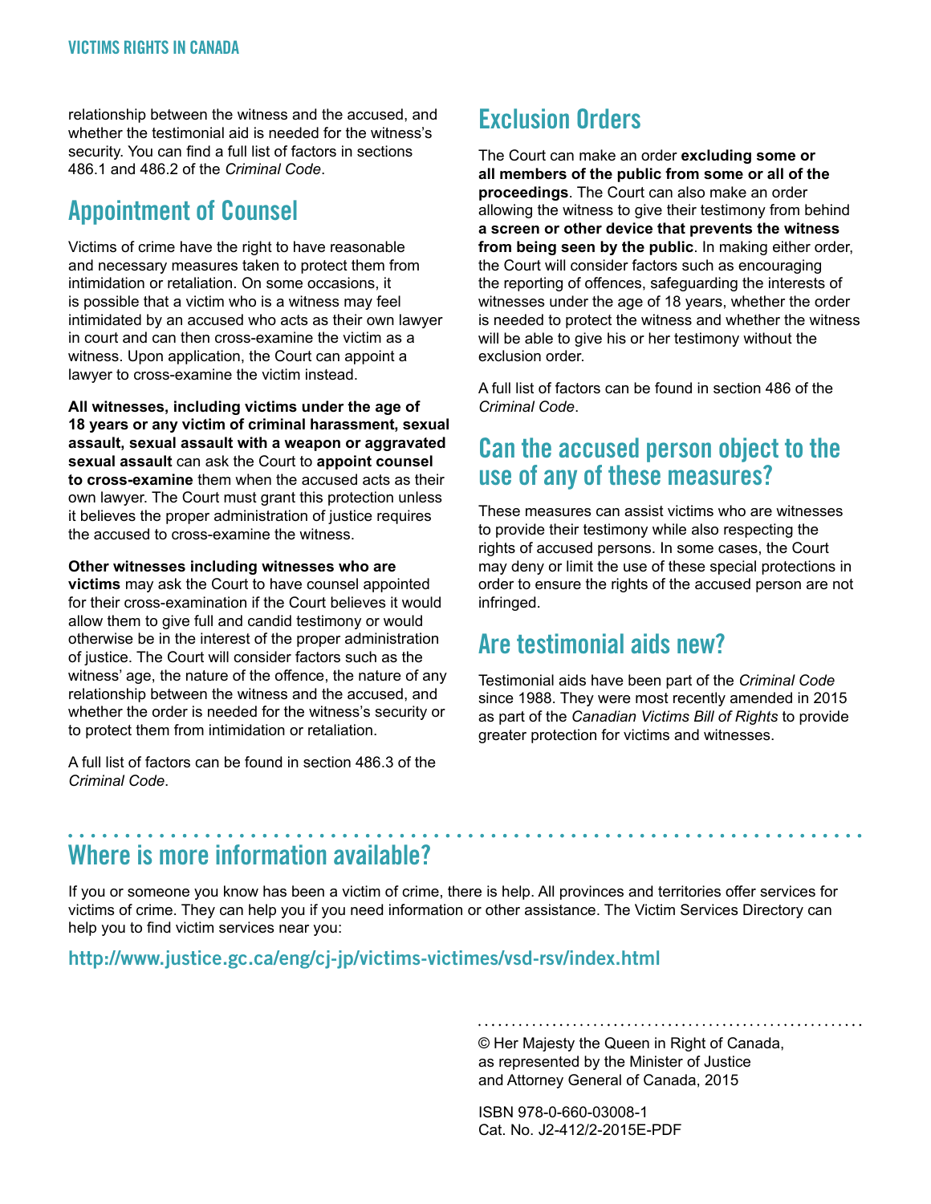relationship between the witness and the accused, and whether the testimonial aid is needed for the witness's security. You can find a full list of factors in sections 486.1 and 486.2 of the *Criminal Code*.

## Appointment of Counsel

Victims of crime have the right to have reasonable and necessary measures taken to protect them from intimidation or retaliation. On some occasions, it is possible that a victim who is a witness may feel intimidated by an accused who acts as their own lawyer in court and can then cross-examine the victim as a witness. Upon application, the Court can appoint a lawyer to cross-examine the victim instead.

**All witnesses, including victims under the age of 18 years or any victim of criminal harassment, sexual assault, sexual assault with a weapon or aggravated sexual assault** can ask the Court to **appoint counsel to cross-examine** them when the accused acts as their own lawyer. The Court must grant this protection unless it believes the proper administration of justice requires the accused to cross-examine the witness.

**Other witnesses including witnesses who are victims** may ask the Court to have counsel appointed for their cross-examination if the Court believes it would allow them to give full and candid testimony or would otherwise be in the interest of the proper administration of justice. The Court will consider factors such as the witness' age, the nature of the offence, the nature of any relationship between the witness and the accused, and whether the order is needed for the witness's security or to protect them from intimidation or retaliation.

A full list of factors can be found in section 486.3 of the *Criminal Code*.

## Exclusion Orders

The Court can make an order **excluding some or all members of the public from some or all of the proceedings**. The Court can also make an order allowing the witness to give their testimony from behind **a screen or other device that prevents the witness from being seen by the public**. In making either order, the Court will consider factors such as encouraging the reporting of offences, safeguarding the interests of witnesses under the age of 18 years, whether the order is needed to protect the witness and whether the witness will be able to give his or her testimony without the exclusion order.

A full list of factors can be found in section 486 of the *Criminal Code*.

## Can the accused person object to the use of any of these measures?

These measures can assist victims who are witnesses to provide their testimony while also respecting the rights of accused persons. In some cases, the Court may deny or limit the use of these special protections in order to ensure the rights of the accused person are not infringed.

## Are testimonial aids new?

Testimonial aids have been part of the *Criminal Code* since 1988. They were most recently amended in 2015 as part of the *Canadian Victims Bill of Rights* to provide greater protection for victims and witnesses.

## Where is more information available?

If you or someone you know has been a victim of crime, there is help. All provinces and territories offer services for victims of crime. They can help you if you need information or other assistance. The Victim Services Directory can help you to find victim services near you:

**http://www.justice.gc.ca/eng/cj-jp/victims-victimes/vsd-rsv/index.html**

© Her Majesty the Queen in Right of Canada, as represented by the Minister of Justice and Attorney General of Canada, 2015

ISBN 978-0-660-03008-1
Cat. No. J2-412/2-2015E-PDF